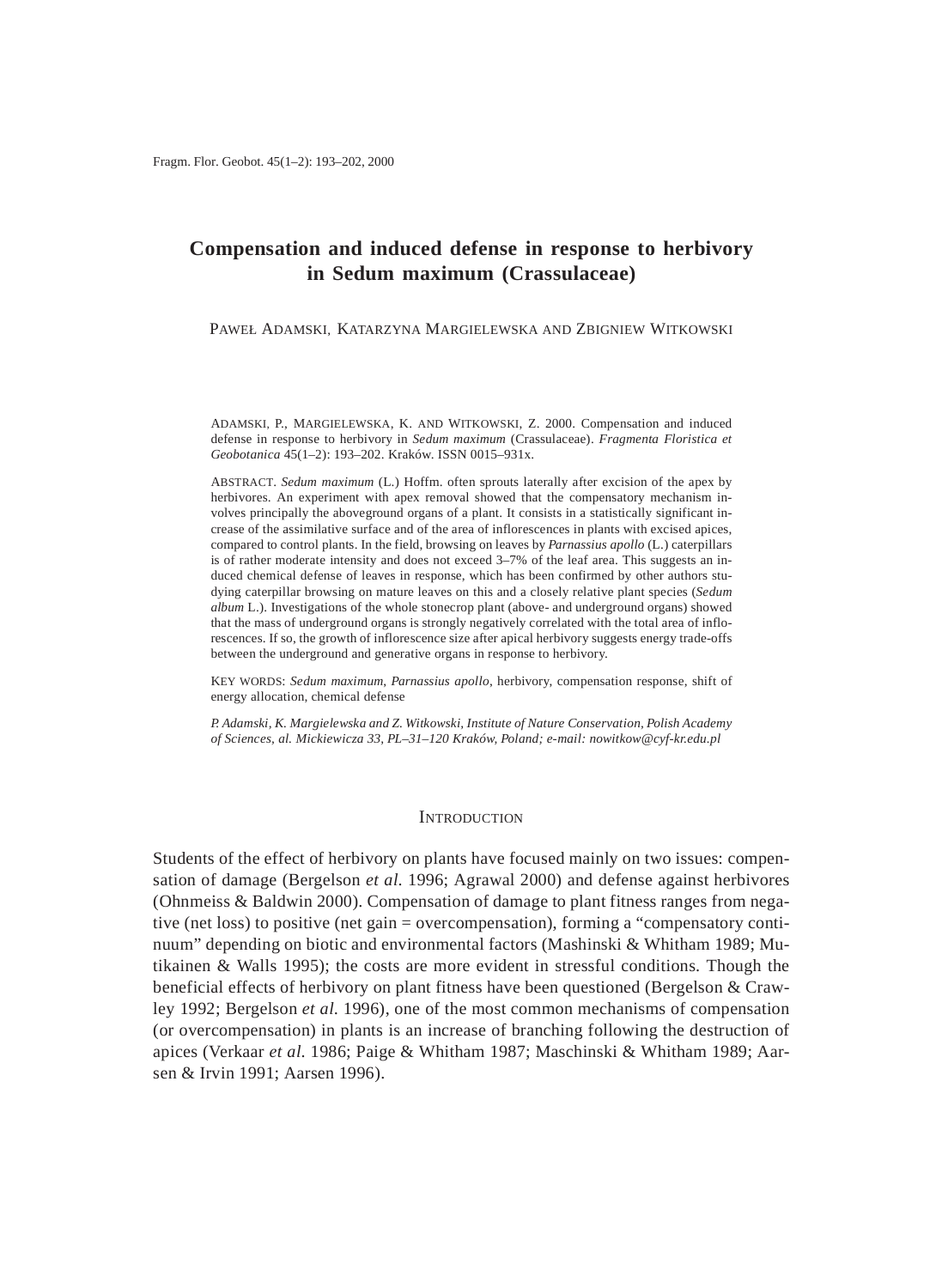# Compensation and induced defense in response to herbivory in Sedum maximum (Crassulaceae)

PAWEŁ ADAMSKI, KATARZYNA MARGIELEWSKA AND ZBIGNIEW WITKOWSKI

ADAMSKI, P., MARGIELEWSKA, K. AND WITKOWSKI, Z. 2000. Compensation and induced defense in response to herbivory in *Sedum maximum* (Crassulaceae). *Fragmenta Floristica et Geobotanica* 45(1–2): 193–202. Kraków. ISSN 0015–931x.

ABSTRACT. *Sedum maximum* (L.) Hoffm. often sprouts laterally after excision of the apex by herbivores. An experiment with apex removal showed that the compensatory mechanism involves principally the aboveground organs of a plant. It consists in a statistically significant increase of the assimilative surface and of the area of inflorescences in plants with excised apices, compared to control plants. In the field, browsing on leaves by *Parnassius apollo* (L.) caterpillars is of rather moderate intensity and does not exceed 3–7% of the leaf area. This suggests an induced chemical defense of leaves in response, which has been confirmed by other authors studying caterpillar browsing on mature leaves on this and a closely relative plant species (*Sedum album* L.). Investigations of the whole stonecrop plant (above- and underground organs) showed that the mass of underground organs is strongly negatively correlated with the total area of inflorescences. If so, the growth of inflorescence size after apical herbivory suggests energy trade-offs between the underground and generative organs in response to herbivory.

KEY WORDS: *Sedum maximum, Parnassius apollo*, herbivory, compensation response, shift of energy allocation, chemical defense

*P. Adamski, K. Margielewska and Z. Witkowski, Institute of Nature Conservation, Polish Academy of Sciences, al. Mickiewicza 33, PL–31–120 Kraków, Poland; e-mail: nowitkow@cyf-kr.edu.pl*

## INTRODUCTION

Students of the effect of herbivory on plants have focused mainly on two issues: compensation of damage (Bergelson *et al.* 1996; Agrawal 2000) and defense against herbivores (Ohnmeiss & Baldwin 2000). Compensation of damage to plant fitness ranges from negative (net loss) to positive (net gain = overcompensation), forming a "compensatory continuum" depending on biotic and environmental factors (Mashinski & Whitham 1989; Mutikainen & Walls 1995); the costs are more evident in stressful conditions. Though the beneficial effects of herbivory on plant fitness have been questioned (Bergelson & Crawley 1992; Bergelson *et al.* 1996), one of the most common mechanisms of compensation (or overcompensation) in plants is an increase of branching following the destruction of apices (Verkaar *et al.* 1986; Paige & Whitham 1987; Maschinski & Whitham 1989; Aarsen & Irvin 1991; Aarsen 1996).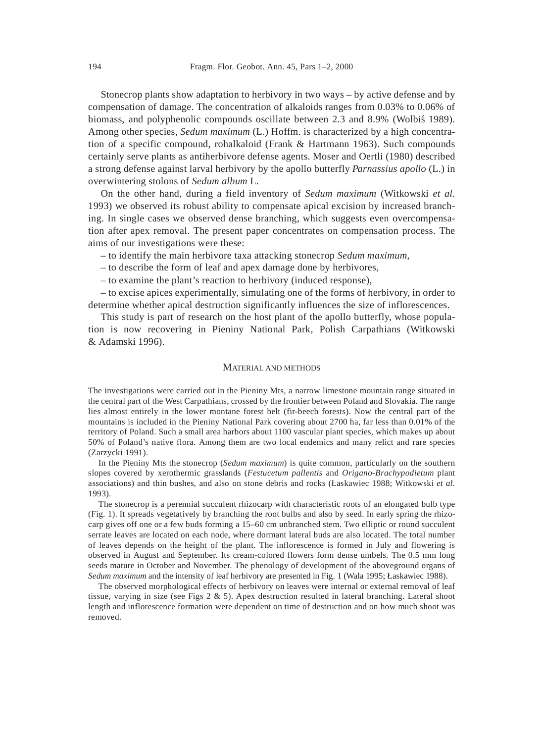Stonecrop plants show adaptation to herbivory in two ways – by active defense and by compensation of damage. The concentration of alkaloids ranges from 0.03% to 0.06% of biomass, and polyphenolic compounds oscillate between 2.3 and 8.9% (Wolbiś 1989). Among other species, *Sedum maximum* (L.) Hoffm. is characterized by a high concentration of a specific compound, rohalkaloid (Frank & Hartmann 1963). Such compounds certainly serve plants as antiherbivore defense agents. Moser and Oertli (1980) described a strong defense against larval herbivory by the apollo butterfly *Parnassius apollo* (L.) in overwintering stolons of *Sedum album* L.

On the other hand, during a field inventory of *Sedum maximum* (Witkowski *et al.* 1993) we observed its robust ability to compensate apical excision by increased branching. In single cases we observed dense branching, which suggests even overcompensation after apex removal. The present paper concentrates on compensation process. The aims of our investigations were these:

– to identify the main herbivore taxa attacking stonecrop *Sedum maximum*,

– to describe the form of leaf and apex damage done by herbivores,

– to examine the plant's reaction to herbivory (induced response),

– to excise apices experimentally, simulating one of the forms of herbivory, in order to determine whether apical destruction significantly influences the size of inflorescences.

This study is part of research on the host plant of the apollo butterfly, whose population is now recovering in Pieniny National Park, Polish Carpathians (Witkowski & Adamski 1996).

## Material and methods

The investigations were carried out in the Pieniny Mts, a narrow limestone mountain range situated in the central part of the West Carpathians, crossed by the frontier between Poland and Slovakia. The range lies almost entirely in the lower montane forest belt (fir-beech forests). Now the central part of the mountains is included in the Pieniny National Park covering about 2700 ha, far less than 0.01% of the territory of Poland. Such a small area harbors about 1100 vascular plant species, which makes up about 50% of Poland's native flora. Among them are two local endemics and many relict and rare species (Zarzycki 1991).

In the Pieniny Mts the stonecrop (*Sedum maximum*) is quite common, particularly on the southern slopes covered by xerothermic grasslands (*Festucetum pallentis* and *Origano-Brachypodietum* plant associations) and thin bushes, and also on stone debris and rocks (Łaskawiec 1988; Witkowski *et al.* 1993).

The stonecrop is a perennial succulent rhizocarp with characteristic roots of an elongated bulb type (Fig. 1). It spreads vegetatively by branching the root bulbs and also by seed. In early spring the rhizocarp gives off one or a few buds forming a 15–60 cm unbranched stem. Two elliptic or round succulent serrate leaves are located on each node, where dormant lateral buds are also located. The total number of leaves depends on the height of the plant. The inflorescence is formed in July and flowering is observed in August and September. Its cream-colored flowers form dense umbels. The 0.5 mm long seeds mature in October and November. The phenology of development of the aboveground organs of *Sedum maximum* and the intensity of leaf herbivory are presented in Fig. 1 (Wala 1995; Łaskawiec 1988).

The observed morphological effects of herbivory on leaves were internal or external removal of leaf tissue, varying in size (see Figs 2 & 5). Apex destruction resulted in lateral branching. Lateral shoot length and inflorescence formation were dependent on time of destruction and on how much shoot was removed.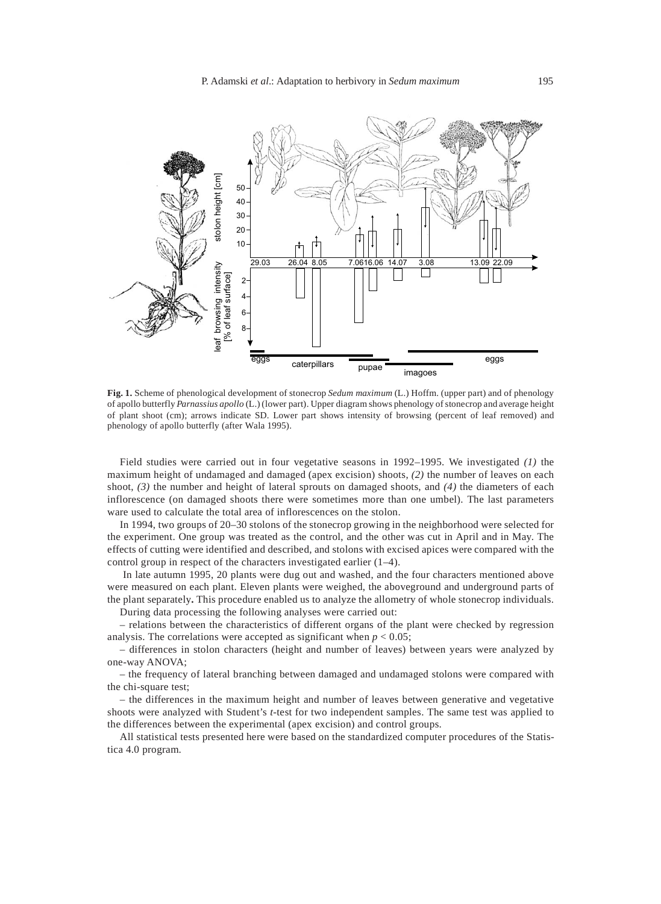**Fig. 1.** Scheme of phenological development of stonecrop *Sedum maximum* (L.) Hoffm. (upper part) and of phenology of apollo butterfly *Parnassius apollo* (L.) (lower part). Upper diagram shows phenology of stonecrop and average height of plant shoot (cm); arrows indicate SD. Lower part shows intensity of browsing (percent of leaf removed) and phenology of apollo butterfly (after Wala 1995).

Field studies were carried out in four vegetative seasons in 1992–1995. We investigated *(1)* the maximum height of undamaged and damaged (apex excision) shoots, *(2)* the number of leaves on each shoot, *(3)* the number and height of lateral sprouts on damaged shoots, and *(4)* the diameters of each inflorescence (on damaged shoots there were sometimes more than one umbel). The last parameters ware used to calculate the total area of inflorescences on the stolon.

In 1994, two groups of 20–30 stolons of the stonecrop growing in the neighborhood were selected for the experiment. One group was treated as the control, and the other was cut in April and in May. The effects of cutting were identified and described, and stolons with excised apices were compared with the control group in respect of the characters investigated earlier (1–4).

In late autumn 1995, 20 plants were dug out and washed, and the four characters mentioned above were measured on each plant. Eleven plants were weighed, the aboveground and underground parts of the plant separately**.** This procedure enabled us to analyze the allometry of whole stonecrop individuals.

During data processing the following analyses were carried out:

– relations between the characteristics of different organs of the plant were checked by regression analysis. The correlations were accepted as significant when $p < 0.05$;

– differences in stolon characters (height and number of leaves) between years were analyzed by one-way ANOVA;

– the frequency of lateral branching between damaged and undamaged stolons were compared with the chi-square test;

– the differences in the maximum height and number of leaves between generative and vegetative shoots were analyzed with Student's *t*-test for two independent samples. The same test was applied to the differences between the experimental (apex excision) and control groups.

All statistical tests presented here were based on the standardized computer procedures of the Statistica 4.0 program.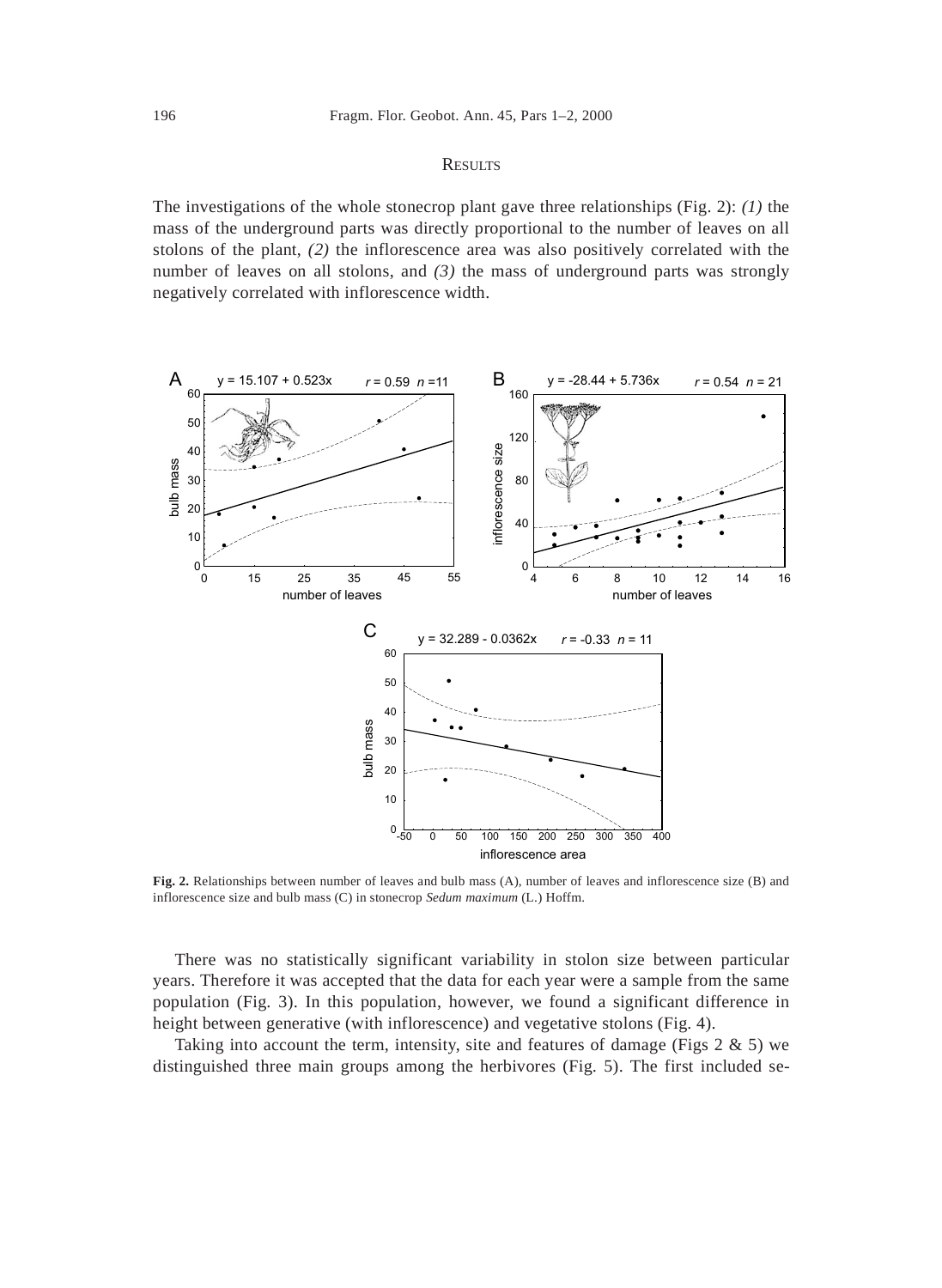## Results

The investigations of the whole stonecrop plant gave three relationships (Fig. 2): *(1)* the mass of the underground parts was directly proportional to the number of leaves on all stolons of the plant, *(2)* the inflorescence area was also positively correlated with the number of leaves on all stolons, and *(3)* the mass of underground parts was strongly negatively correlated with inflorescence width.

A
$y = 15.107 + 0.523x$ $r = 0.59$ $n = 11$
bulb mass
number of leaves

B
$y = -28.44 + 5.736x$ $r = 0.54$ $n = 21$
inflorescence size
number of leaves

C
$y = 32.289 - 0.0362x$ $r = -0.33$ $n = 11$
bulb mass
inflorescence area

**Fig. 2.** Relationships between number of leaves and bulb mass (A), number of leaves and inflorescence size (B) and inflorescence size and bulb mass (C) in stonecrop *Sedum maximum* (L.) Hoffm.

There was no statistically significant variability in stolon size between particular years. Therefore it was accepted that the data for each year were a sample from the same population (Fig. 3). In this population, however, we found a significant difference in height between generative (with inflorescence) and vegetative stolons (Fig. 4).

Taking into account the term, intensity, site and features of damage (Figs 2 & 5) we distinguished three main groups among the herbivores (Fig. 5). The first included se-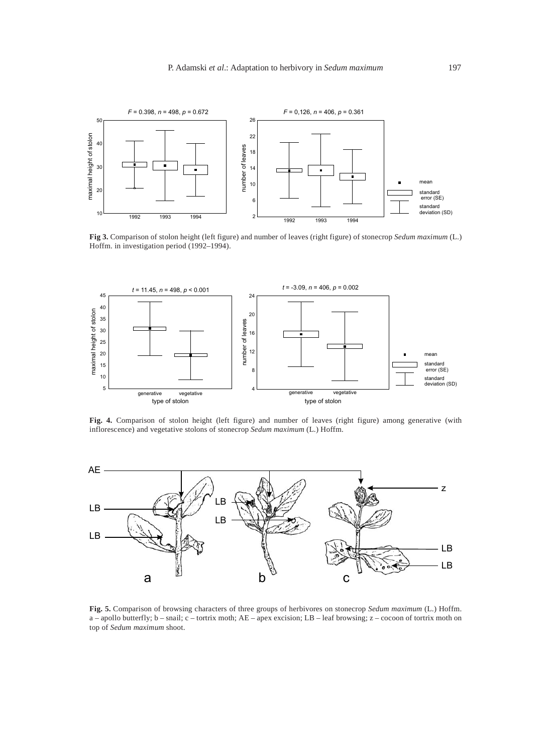$F$ = 0.398, $n$ = 498, $p$ = 0.672

maximal height of stolon

50
40
30
20
10

1992 1993 1994

$F$ = 0,126, $n$ = 406, $p$ = 0.361

number of leaves

26
22
18
14
10
6
2

1992 1993 1994

mean
standard error (SE)
standard deviation (SD)

**Fig 3.** Comparison of stolon height (left figure) and number of leaves (right figure) of stonecrop *Sedum maximum* (L.) Hoffm. in investigation period (1992–1994).

$t$ = 11.45, $n$ = 498, $p$ < 0.001

maximal height of stolon

45
40
35
30
25
20
15
10
5

generative vegetative

type of stolon

$t$ = -3.09, $n$ = 406, $p$ = 0.002

number of leaves

24
20
16
12
8
4

generative vegetative

type of stolon

mean
standard error (SE)
standard deviation (SD)

**Fig. 4.** Comparison of stolon height (left figure) and number of leaves (right figure) among generative (with inflorescence) and vegetative stolons of stonecrop *Sedum maximum* (L.) Hoffm.

AE

LB

LB

LB

LB

z

LB

LB

a b c

**Fig. 5.** Comparison of browsing characters of three groups of herbivores on stonecrop *Sedum maximum* (L.) Hoffm. a – apollo butterfly; b – snail; c – tortrix moth; AE – apex excision; LB – leaf browsing; z – cocoon of tortrix moth on top of *Sedum maximum* shoot.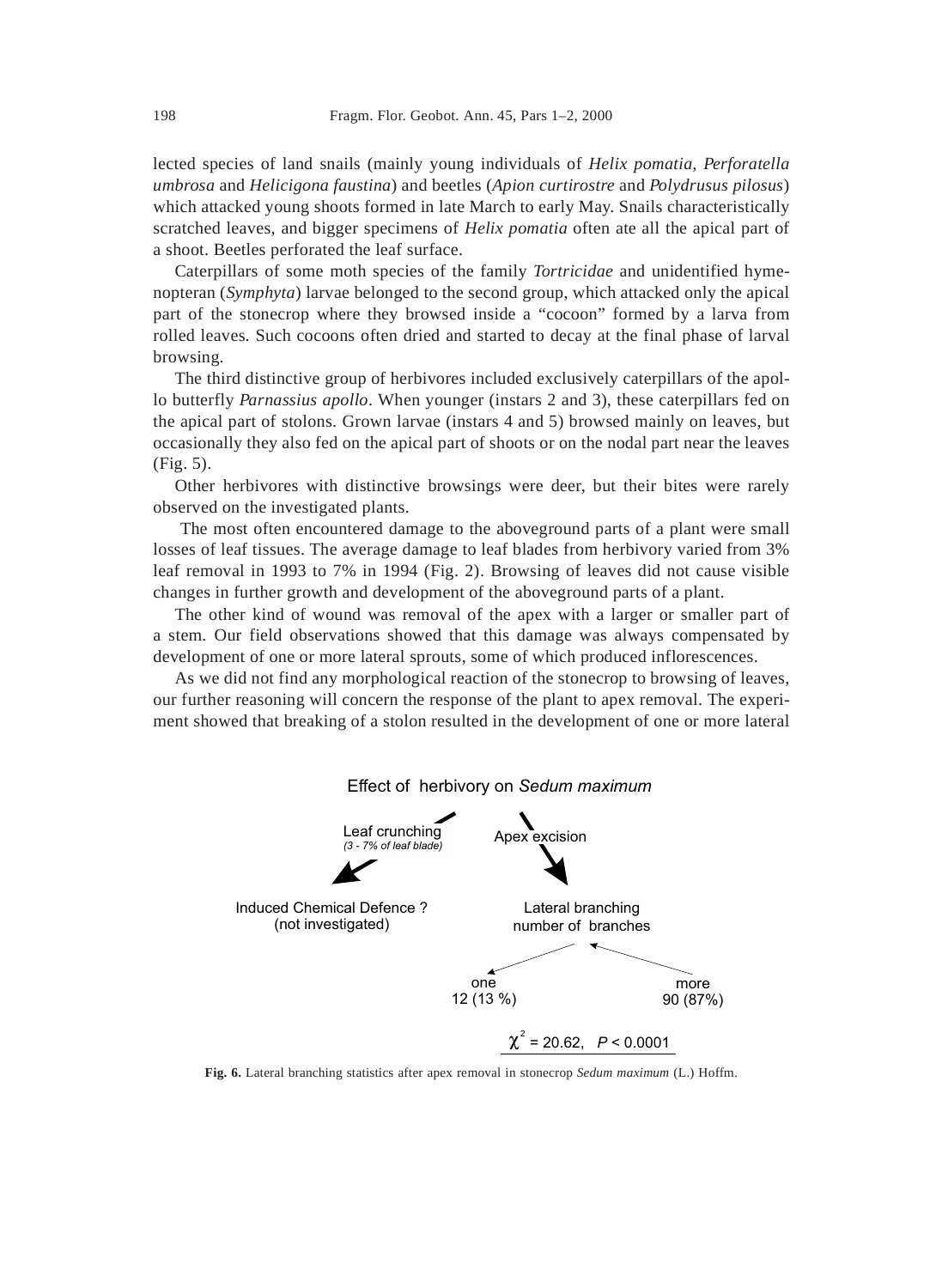lected species of land snails (mainly young individuals of *Helix pomatia*, *Perforatella umbrosa* and *Helicigona faustina*) and beetles (*Apion curtirostre* and *Polydrusus pilosus*) which attacked young shoots formed in late March to early May. Snails characteristically scratched leaves, and bigger specimens of *Helix pomatia* often ate all the apical part of a shoot. Beetles perforated the leaf surface.

Caterpillars of some moth species of the family *Tortricidae* and unidentified hymenopteran (*Symphyta*) larvae belonged to the second group, which attacked only the apical part of the stonecrop where they browsed inside a "cocoon" formed by a larva from rolled leaves. Such cocoons often dried and started to decay at the final phase of larval browsing.

The third distinctive group of herbivores included exclusively caterpillars of the apollo butterfly *Parnassius apollo*. When younger (instars 2 and 3), these caterpillars fed on the apical part of stolons. Grown larvae (instars 4 and 5) browsed mainly on leaves, but occasionally they also fed on the apical part of shoots or on the nodal part near the leaves (Fig. 5).

Other herbivores with distinctive browsings were deer, but their bites were rarely observed on the investigated plants.

The most often encountered damage to the aboveground parts of a plant were small losses of leaf tissues. The average damage to leaf blades from herbivory varied from 3% leaf removal in 1993 to 7% in 1994 (Fig. 2). Browsing of leaves did not cause visible changes in further growth and development of the aboveground parts of a plant.

The other kind of wound was removal of the apex with a larger or smaller part of a stem. Our field observations showed that this damage was always compensated by development of one or more lateral sprouts, some of which produced inflorescences.

As we did not find any morphological reaction of the stonecrop to browsing of leaves, our further reasoning will concern the response of the plant to apex removal. The experiment showed that breaking of a stolon resulted in the development of one or more lateral

Effect of herbivory on *Sedum maximum*

Leaf crunching
*(3 - 7% of leaf blade)*

Apex excision

Induced Chemical Defence ?
(not investigated)

Lateral branching
number of branches

one
12 (13 %)

more
90 (87%)

$\chi^2 = 20.62, \quad P < 0.0001$

**Fig. 6.** Lateral branching statistics after apex removal in stonecrop *Sedum maximum* (L.) Hoffm.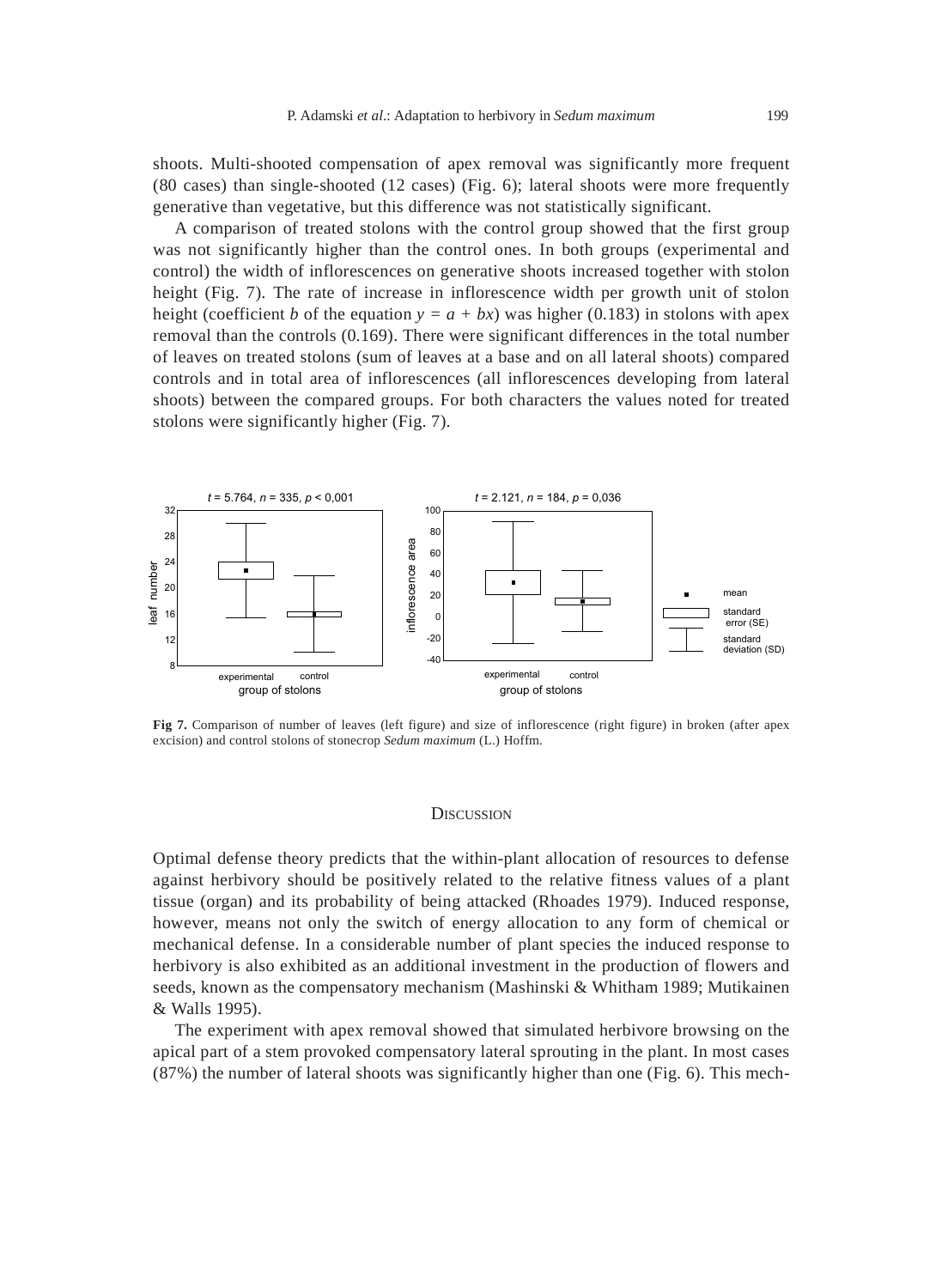shoots. Multi-shooted compensation of apex removal was significantly more frequent (80 cases) than single-shooted (12 cases) (Fig. 6); lateral shoots were more frequently generative than vegetative, but this difference was not statistically significant.

A comparison of treated stolons with the control group showed that the first group was not significantly higher than the control ones. In both groups (experimental and control) the width of inflorescences on generative shoots increased together with stolon height (Fig. 7). The rate of increase in inflorescence width per growth unit of stolon height (coefficient $b$ of the equation $y = a + bx$) was higher (0.183) in stolons with apex removal than the controls (0.169). There were significant differences in the total number of leaves on treated stolons (sum of leaves at a base and on all lateral shoots) compared controls and in total area of inflorescences (all inflorescences developing from lateral shoots) between the compared groups. For both characters the values noted for treated stolons were significantly higher (Fig. 7).

$t$ = 5.764, $n$ = 335, $p$ < 0,001

leaf number

32
28
24
20
16
12
8

experimental
control

group of stolons

$t$ = 2.121, $n$ = 184, $p$ = 0,036

inflorescence area

100
80
60
40
20
0
-20
-40

experimental
control

group of stolons

mean
standard error (SE)
standard deviation (SD)

**Fig 7.** Comparison of number of leaves (left figure) and size of inflorescence (right figure) in broken (after apex excision) and control stolons of stonecrop *Sedum maximum* (L.) Hoffm.

## Discussion

Optimal defense theory predicts that the within-plant allocation of resources to defense against herbivory should be positively related to the relative fitness values of a plant tissue (organ) and its probability of being attacked (Rhoades 1979). Induced response, however, means not only the switch of energy allocation to any form of chemical or mechanical defense. In a considerable number of plant species the induced response to herbivory is also exhibited as an additional investment in the production of flowers and seeds, known as the compensatory mechanism (Mashinski & Whitham 1989; Mutikainen & Walls 1995).

The experiment with apex removal showed that simulated herbivore browsing on the apical part of a stem provoked compensatory lateral sprouting in the plant. In most cases (87%) the number of lateral shoots was significantly higher than one (Fig. 6). This mech-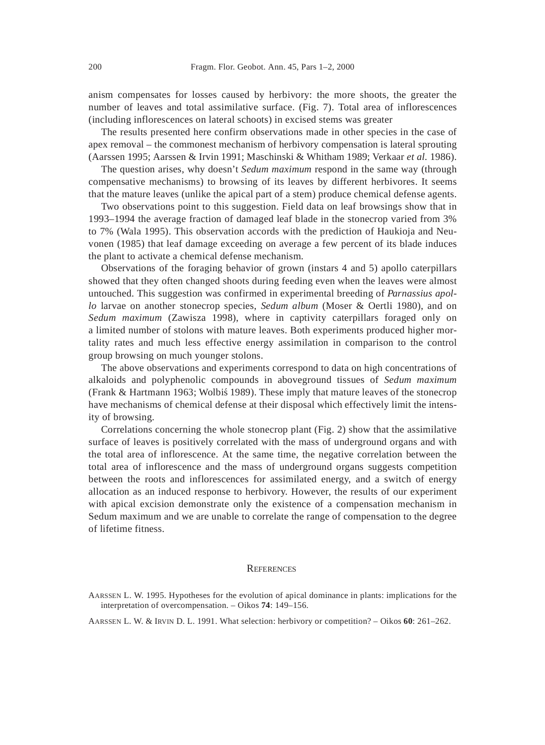anism compensates for losses caused by herbivory: the more shoots, the greater the number of leaves and total assimilative surface. (Fig. 7). Total area of inflorescences (including inflorescences on lateral schoots) in excised stems was greater

The results presented here confirm observations made in other species in the case of apex removal – the commonest mechanism of herbivory compensation is lateral sprouting (Aarssen 1995; Aarssen & Irvin 1991; Maschinski & Whitham 1989; Verkaar *et al.* 1986).

The question arises, why doesn't *Sedum maximum* respond in the same way (through compensative mechanisms) to browsing of its leaves by different herbivores. It seems that the mature leaves (unlike the apical part of a stem) produce chemical defense agents.

Two observations point to this suggestion. Field data on leaf browsings show that in 1993–1994 the average fraction of damaged leaf blade in the stonecrop varied from 3% to 7% (Wala 1995). This observation accords with the prediction of Haukioja and Neuvonen (1985) that leaf damage exceeding on average a few percent of its blade induces the plant to activate a chemical defense mechanism.

Observations of the foraging behavior of grown (instars 4 and 5) apollo caterpillars showed that they often changed shoots during feeding even when the leaves were almost untouched. This suggestion was confirmed in experimental breeding of *Parnassius apollo* larvae on another stonecrop species, *Sedum album* (Moser & Oertli 1980), and on *Sedum maximum* (Zawisza 1998), where in captivity caterpillars foraged only on a limited number of stolons with mature leaves. Both experiments produced higher mortality rates and much less effective energy assimilation in comparison to the control group browsing on much younger stolons.

The above observations and experiments correspond to data on high concentrations of alkaloids and polyphenolic compounds in aboveground tissues of *Sedum maximum* (Frank & Hartmann 1963; Wolbiś 1989). These imply that mature leaves of the stonecrop have mechanisms of chemical defense at their disposal which effectively limit the intensity of browsing.

Correlations concerning the whole stonecrop plant (Fig. 2) show that the assimilative surface of leaves is positively correlated with the mass of underground organs and with the total area of inflorescence. At the same time, the negative correlation between the total area of inflorescence and the mass of underground organs suggests competition between the roots and inflorescences for assimilated energy, and a switch of energy allocation as an induced response to herbivory. However, the results of our experiment with apical excision demonstrate only the existence of a compensation mechanism in Sedum maximum and we are unable to correlate the range of compensation to the degree of lifetime fitness.

## References

Aarssen L. W. 1995. Hypotheses for the evolution of apical dominance in plants: implications for the interpretation of overcompensation. – Oikos **74**: 149–156.

Aarssen L. W. & Irvin D. L. 1991. What selection: herbivory or competition? – Oikos **60**: 261–262.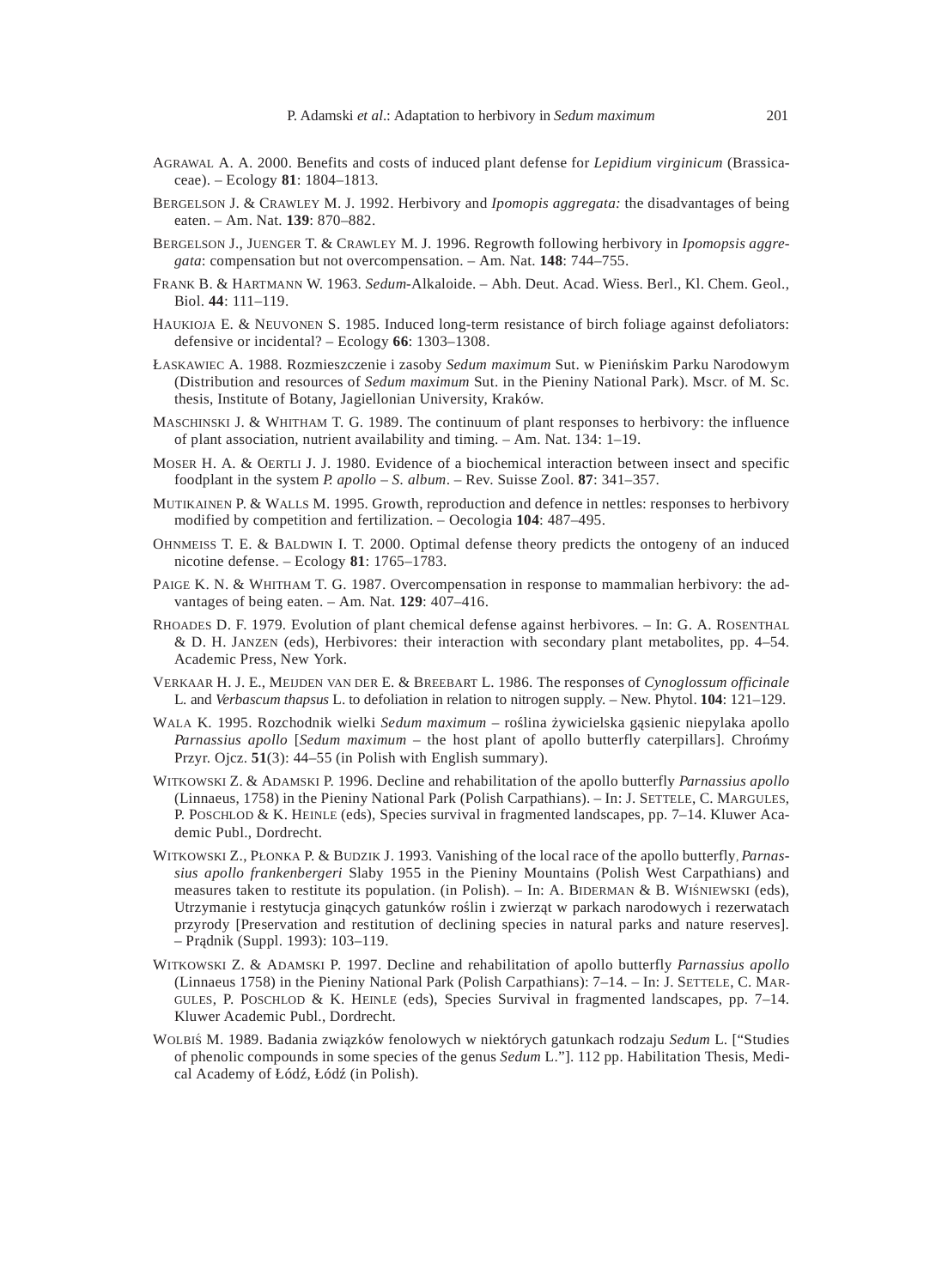AGRAWAL A. A. 2000. Benefits and costs of induced plant defense for *Lepidium virginicum* (Brassicaceae). – Ecology **81**: 1804–1813.

BERGELSON J. & CRAWLEY M. J. 1992. Herbivory and *Ipomopis aggregata:* the disadvantages of being eaten. – Am. Nat. **139**: 870–882.

BERGELSON J., JUENGER T. & CRAWLEY M. J. 1996. Regrowth following herbivory in *Ipomopsis aggregata*: compensation but not overcompensation. – Am. Nat. **148**: 744–755.

FRANK B. & HARTMANN W. 1963. *Sedum*-Alkaloide. – Abh. Deut. Acad. Wiess. Berl., Kl. Chem. Geol., Biol. **44**: 111–119.

HAUKIOJA E. & NEUVONEN S. 1985. Induced long-term resistance of birch foliage against defoliators: defensive or incidental? – Ecology **66**: 1303–1308.

ŁASKAWIEC A. 1988. Rozmieszczenie i zasoby *Sedum maximum* Sut. w Pienińskim Parku Narodowym (Distribution and resources of *Sedum maximum* Sut. in the Pieniny National Park). Mscr. of M. Sc. thesis, Institute of Botany, Jagiellonian University, Kraków.

MASCHINSKI J. & WHITHAM T. G. 1989. The continuum of plant responses to herbivory: the influence of plant association, nutrient availability and timing. – Am. Nat. 134: 1–19.

MOSER H. A. & OERTLI J. J. 1980. Evidence of a biochemical interaction between insect and specific foodplant in the system *P. apollo – S. album*. – Rev. Suisse Zool. **87**: 341–357.

MUTIKAINEN P. & WALLS M. 1995. Growth, reproduction and defence in nettles: responses to herbivory modified by competition and fertilization. – Oecologia **104**: 487–495.

OHNMEISS T. E. & BALDWIN I. T. 2000. Optimal defense theory predicts the ontogeny of an induced nicotine defense. – Ecology **81**: 1765–1783.

PAIGE K. N. & WHITHAM T. G. 1987. Overcompensation in response to mammalian herbivory: the advantages of being eaten. – Am. Nat. **129**: 407–416.

RHOADES D. F. 1979. Evolution of plant chemical defense against herbivores. – In: G. A. ROSENTHAL & D. H. JANZEN (eds), Herbivores: their interaction with secondary plant metabolites, pp. 4–54. Academic Press, New York.

VERKAAR H. J. E., MEIJDEN VAN DER E. & BREEBART L. 1986. The responses of *Cynoglossum officinale* L. and *Verbascum thapsus* L. to defoliation in relation to nitrogen supply. – New. Phytol. **104**: 121–129.

WALA K. 1995. Rozchodnik wielki *Sedum maximum* – roślina żywicielska gąsienic niepylaka apollo *Parnassius apollo* [*Sedum maximum* – the host plant of apollo butterfly caterpillars]. Chrońmy Przyr. Ojcz. **51**(3): 44–55 (in Polish with English summary).

WITKOWSKI Z. & ADAMSKI P. 1996. Decline and rehabilitation of the apollo butterfly *Parnassius apollo* (Linnaeus, 1758) in the Pieniny National Park (Polish Carpathians). – In: J. SETTELE, C. MARGULES, P. POSCHLOD & K. HEINLE (eds), Species survival in fragmented landscapes, pp. 7–14. Kluwer Academic Publ., Dordrecht.

WITKOWSKI Z., PŁONKA P. & BUDZIK J. 1993. Vanishing of the local race of the apollo butterfly, *Parnassius apollo frankenbergeri* Slaby 1955 in the Pieniny Mountains (Polish West Carpathians) and measures taken to restitute its population. (in Polish). – In: A. BIDERMAN & B. WIŚNIEWSKI (eds), Utrzymanie i restytucja ginących gatunków roślin i zwierząt w parkach narodowych i rezerwatach przyrody [Preservation and restitution of declining species in natural parks and nature reserves]. – Prądnik (Suppl. 1993): 103–119.

WITKOWSKI Z. & ADAMSKI P. 1997. Decline and rehabilitation of apollo butterfly *Parnassius apollo* (Linnaeus 1758) in the Pieniny National Park (Polish Carpathians): 7–14. – In: J. SETTELE, C. MARGULES, P. POSCHLOD & K. HEINLE (eds), Species Survival in fragmented landscapes, pp. 7–14. Kluwer Academic Publ., Dordrecht.

WOLBIŚ M. 1989. Badania związków fenolowych w niektórych gatunkach rodzaju *Sedum* L. ["Studies of phenolic compounds in some species of the genus *Sedum* L."]. 112 pp. Habilitation Thesis, Medical Academy of Łódź, Łódź (in Polish).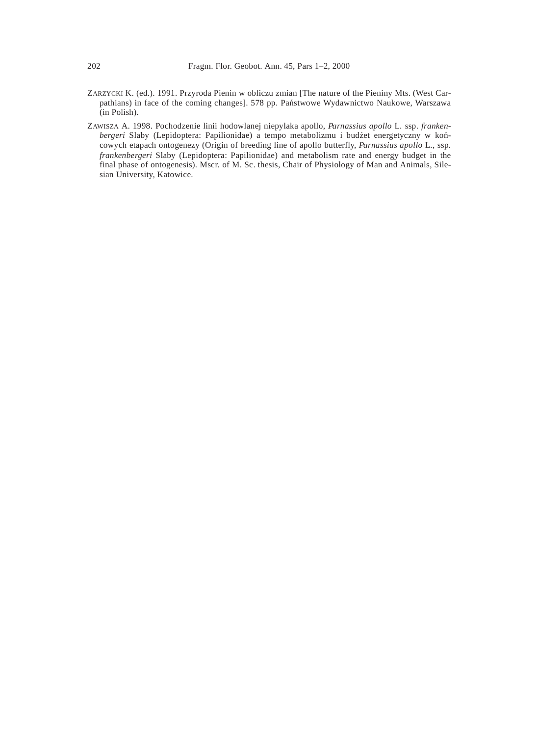ZARZYCKI K. (ed.). 1991. Przyroda Pienin w obliczu zmian [The nature of the Pieniny Mts. (West Carpathians) in face of the coming changes]. 578 pp. Państwowe Wydawnictwo Naukowe, Warszawa (in Polish).

ZAWISZA A. 1998. Pochodzenie linii hodowlanej niepylaka apollo, *Parnassius apollo* L. ssp. *frankenbergeri* Slaby (Lepidoptera: Papilionidae) a tempo metabolizmu i budżet energetyczny w końcowych etapach ontogenezy (Origin of breeding line of apollo butterfly, *Parnassius apollo* L., ssp. *frankenbergeri* Slaby (Lepidoptera: Papilionidae) and metabolism rate and energy budget in the final phase of ontogenesis). Mscr. of M. Sc. thesis, Chair of Physiology of Man and Animals, Silesian University, Katowice.